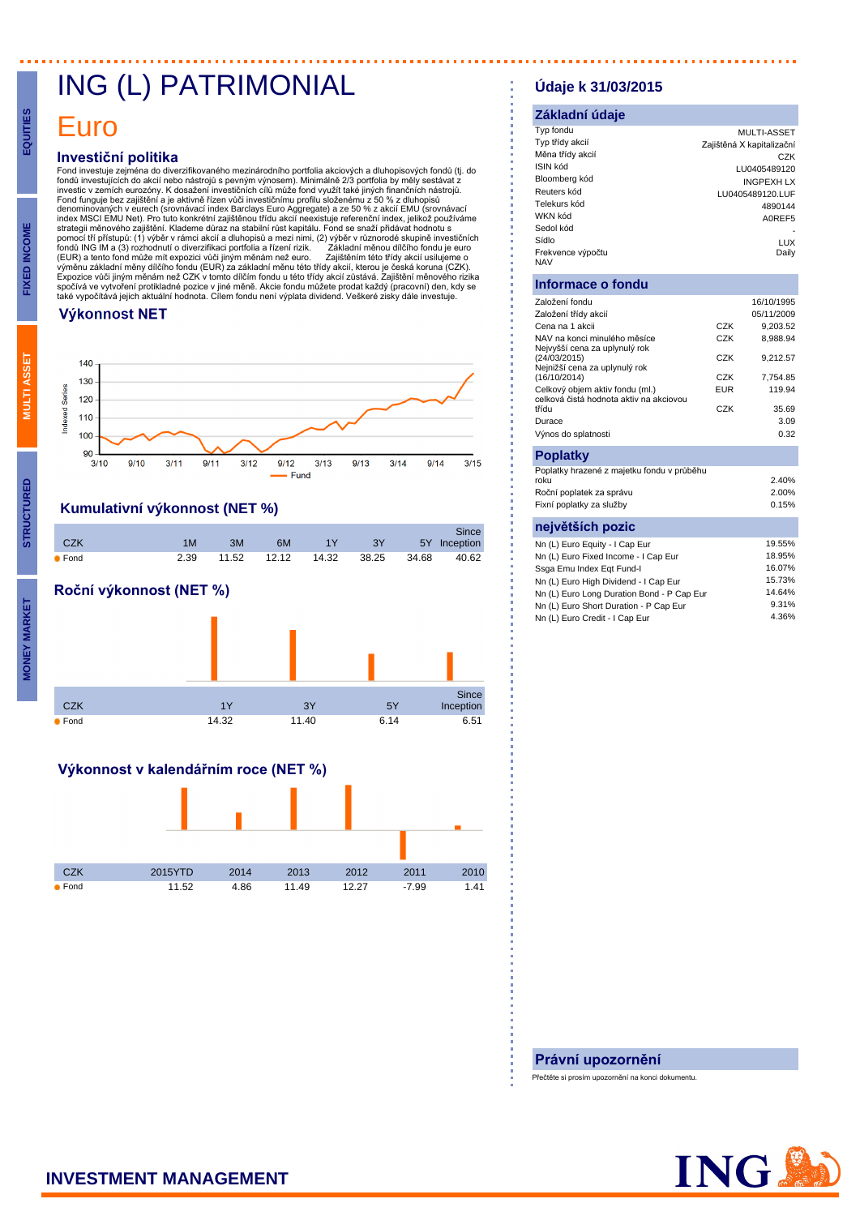# ING (L) PATRIMONIAL

# Euro

## Investiční politika

Fond investuje zejména do diverzifikovaného mezinárodního portfolia akciových a dluhopisových fondů (tj. do fondů investujících do akcií nebo nástrojů s pevným výnosem). Minimálně 2/3 portfolia by měly sestávat z investic v zemích eurozóny. K dosažení investičních cílů může fond využít také jiných finančních nástrojů. Fond funguje bez zajištění a je aktivně řízen vůči investičnímu profilu složenému z 50 % z dluhopisů denominovaných v eurech (srovnávací index Barclays Euro Aggregate) a ze 50 % z akcií EMU (srovnávací index MSCI EMU Net). Pro tuto konkrétní zajištěnou třídu akcií neexistuje referenční index, jelikož používáme strategii měnového zajištění. Klademe důraz na stabilní růst kapitálu. Fond se snaží přidávat hodnotu s pomocí tří přístupů: (1) výběr v rámci akcií a dluhopisů a mezi nimi, (2) výběr v různorodé skupině investičních fondů ING IM a (3) rozhodnutí o diverzifikaci portfolia a řízení rizik. Základní měnou dílčího fondu je euro (EUR) a tento fond může mít expozici vůči jiným měnám než euro. Zajištěním této třídy akcií usilujeme o výměnu základní měny dílčího fondu (EUR) za základní měnu této třídy akcií, kterou je česká koruna (CZK). Expozice vůči jiným měnám než CZK v tomto dílčím fondu u této třídy akcií zůstává. Zajištění měnového rizika spočívá ve vytvoření protikladné pozice v jiné měně. Akcie fondu můžete prodat každý (pracovní) den, kdy se také vypočítává jejich aktuální hodnota. Cílem fondu není výplata dividend. Veškeré zisky dále investuje.

## Výkonnost NET

## Kumulativní výkonnost (NET %)

| CZK | 1M | 3M | 6M | 1Y | 3Y | 5Y | Since Inception |
|---|---|---|---|---|---|---|---|
| Fond | 2.39 | 11.52 | 12.12 | 14.32 | 38.25 | 34.68 | 40.62 |

## Roční výkonnost (NET %)

| CZK | 1Y | 3Y | 5Y | Since Inception |
|---|---|---|---|---|
| Fond | 14.32 | 11.40 | 6.14 | 6.51 |

## Výkonnost v kalendářním roce (NET %)

| CZK | 2015YTD | 2014 | 2013 | 2012 | 2011 | 2010 |
|---|---|---|---|---|---|---|
| Fond | 11.52 | 4.86 | 11.49 | 12.27 | -7.99 | 1.41 |

## Údaje k 31/03/2015

### Základní údaje

| | |
|---|---|
| Typ fondu | MULTI-ASSET |
| Typ třídy akcií | Zajištěná X kapitalizační |
| Měna třídy akcií | CZK |
| ISIN kód | LU0405489120 |
| Bloomberg kód | INGPEXH LX |
| Reuters kód | LU0405489120.LUF |
| Telekurs kód | 4890144 |
| WKN kód | A0REF5 |
| Sedol kód | - |
| Sídlo | LUX |
| Frekvence výpočtu NAV | Daily |

### Informace o fondu

| | | |
|---|---|---|
| Založení fondu | | 16/10/1995 |
| Založení třídy akcií | | 05/11/2009 |
| Cena na 1 akcii | CZK | 9,203.52 |
| NAV na konci minulého měsíce | CZK | 8,988.94 |
| Nejvyšší cena za uplynulý rok (24/03/2015) | CZK | 9,212.57 |
| Nejnižší cena za uplynulý rok (16/10/2014) | CZK | 7,754.85 |
| Celkový objem aktiv fondu (ml.) | EUR | 119.94 |
| celková čistá hodnota aktiv na akciovou třídu | CZK | 35.69 |
| Durace | | 3.09 |
| Výnos do splatnosti | | 0.32 |

### Poplatky

| | |
|---|---|
| Poplatky hrazené z majetku fondu v průběhu roku | 2.40% |
| Roční poplatek za správu | 2.00% |
| Fixní poplatky za služby | 0.15% |

### největších pozic

| | |
|---|---|
| Nn (L) Euro Equity - I Cap Eur | 19.55% |
| Nn (L) Euro Fixed Income - I Cap Eur | 18.95% |
| Ssga Emu Index Eqt Fund-I | 16.07% |
| Nn (L) Euro High Dividend - I Cap Eur | 15.73% |
| Nn (L) Euro Long Duration Bond - P Cap Eur | 14.64% |
| Nn (L) Euro Short Duration - P Cap Eur | 9.31% |
| Nn (L) Euro Credit - I Cap Eur | 4.36% |

### Právní upozornění

Přečtěte si prosím upozornění na konci dokumentu.

INVESTMENT MANAGEMENT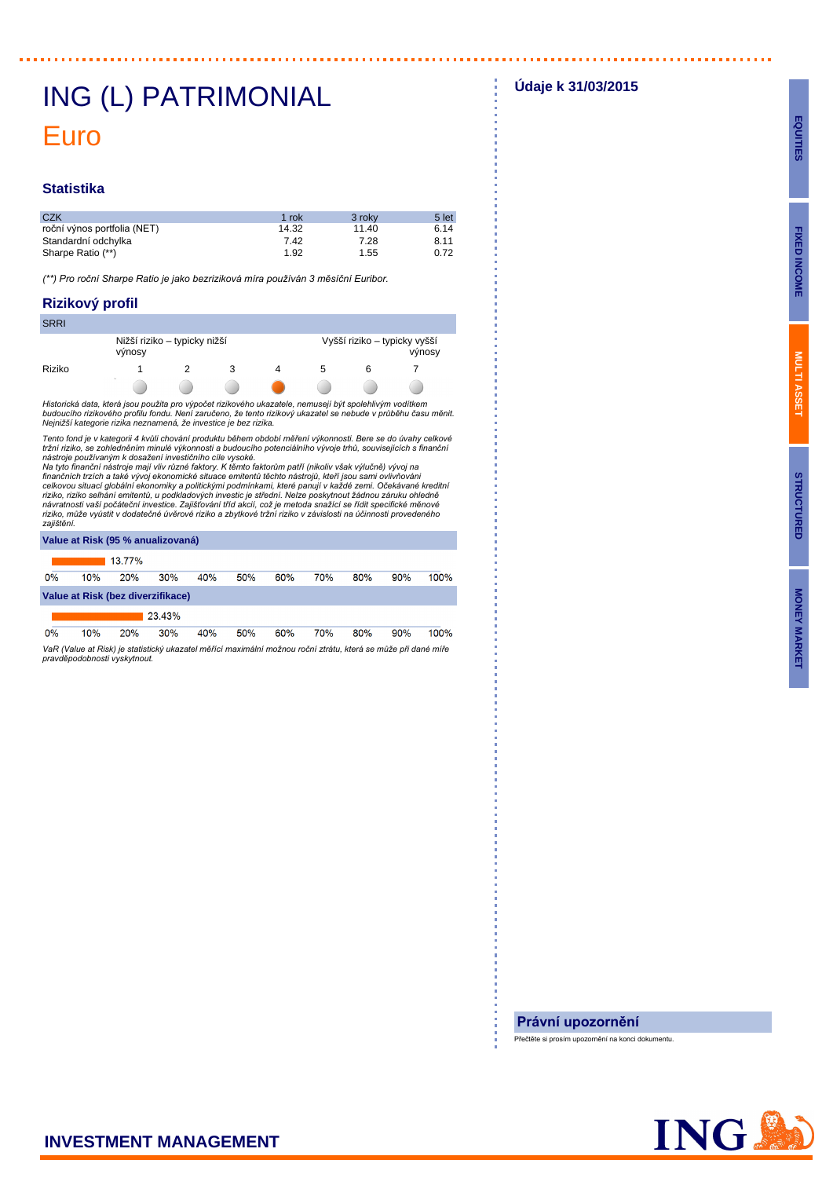# ING (L) PATRIMONIAL

## Euro

Údaje k 31/03/2015

### Statistika

| CZK | 1 rok | 3 roky | 5 let |
|---|---|---|---|
| roční výnos portfolia (NET) | 14.32 | 11.40 | 6.14 |
| Standardní odchylka | 7.42 | 7.28 | 8.11 |
| Sharpe Ratio (**) | 1.92 | 1.55 | 0.72 |

*(**) Pro roční Sharpe Ratio je jako bezriziková míra používán 3 měsíční Euribor.*

### Rizikový profil

SRRI

| | Nižší riziko – typicky nižší výnosy | | | | | | Vyšší riziko – typicky vyšší výnosy |
|---|---|---|---|---|---|---|---|
| Riziko | 1 | 2 | 3 | 4 | 5 | 6 | 7 |
| | | | | ● | | | |

*Historická data, která jsou použita pro výpočet rizikového ukazatele, nemusejí být spolehlivým vodítkem budoucího rizikového profilu fondu. Není zaručeno, že tento rizikový ukazatel se nebude v průběhu času měnit. Nejnižší kategorie rizika neznamená, že investice je bez rizika.*

*Tento fond je v kategorii 4 kvůli chování produktu během období měření výkonnosti. Bere se do úvahy celkové tržní riziko, se zohledněním minulé výkonnosti a budoucího potenciálního vývoje trhů, souvisejících s finanční nástroje používaným k dosažení investičního cíle vysoké.*
*Na tyto finanční nástroje mají vliv různé faktory. K těmto faktorům patří (nikoliv však výlučně) vývoj na finančních trzích a také vývoj ekonomické situace emitentů těchto nástrojů, kteří jsou sami ovlivňováni celkovou situací globální ekonomiky a politickými podmínkami, které panují v každé zemi. Očekávané kreditní riziko, riziko selhání emitentů, u podkladových investic je střední. Nelze poskytnout žádnou záruku ohledně návratnosti vaší počáteční investice. Zajišťování tříd akcií, což je metoda snažící se řídit specifické měnové riziko, může vyústit v dodatečné úvěrové riziko a zbytkové tržní riziko v závislosti na účinnosti provedeného zajištění.*

**Value at Risk (95 % anualizovaná)**

13.77%

**Value at Risk (bez diverzifikace)**

23.43%

*VaR (Value at Risk) je statistický ukazatel měřící maximální možnou roční ztrátu, která se může při dané míře pravděpodobnosti vyskytnout.*

### Právní upozornění

Přečtěte si prosím upozornění na konci dokumentu.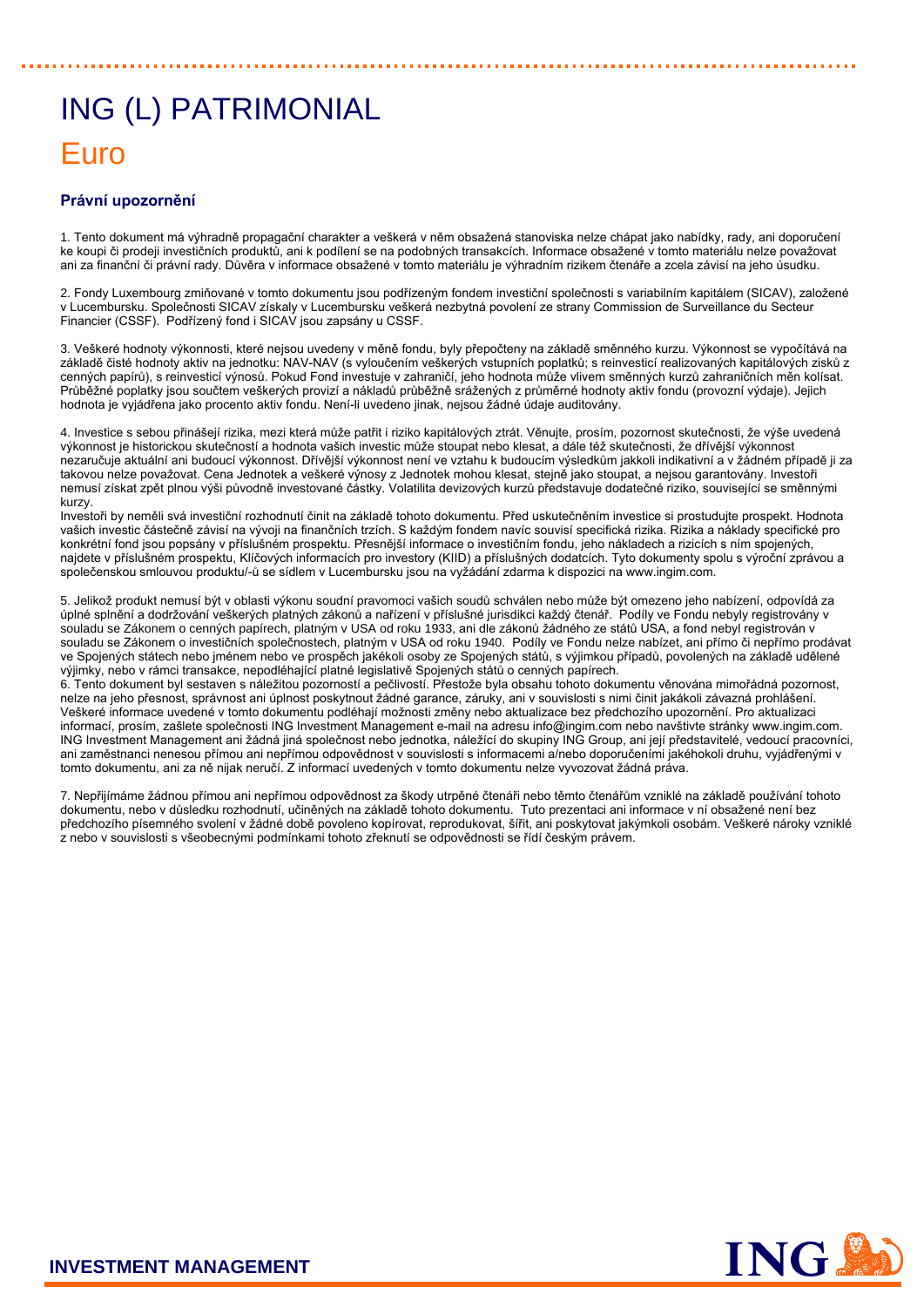# ING (L) PATRIMONIAL

## Euro

### Právní upozornění

1. Tento dokument má výhradně propagační charakter a veškerá v něm obsažená stanoviska nelze chápat jako nabídky, rady, ani doporučení ke koupi či prodeji investičních produktů, ani k podílení se na podobných transakcích. Informace obsažené v tomto materiálu nelze považovat ani za finanční či právní rady. Důvěra v informace obsažené v tomto materiálu je výhradním rizikem čtenáře a zcela závisí na jeho úsudku.

2. Fondy Luxembourg zmiňované v tomto dokumentu jsou podřízeným fondem investiční společnosti s variabilním kapitálem (SICAV), založené v Lucembursku. Společnosti SICAV získaly v Lucembursku veškerá nezbytná povolení ze strany Commission de Surveillance du Secteur Financier (CSSF). Podřízený fond i SICAV jsou zapsány u CSSF.

3. Veškeré hodnoty výkonnosti, které nejsou uvedeny v měně fondu, byly přepočteny na základě směnného kurzu. Výkonnost se vypočítává na základě čisté hodnoty aktiv na jednotku: NAV-NAV (s vyloučením veškerých vstupních poplatků; s reinvesticí realizovaných kapitálových zisků z cenných papírů), s reinvesticí výnosů. Pokud Fond investuje v zahraničí, jeho hodnota může vlivem směnných kurzů zahraničních měn kolísat. Průběžné poplatky jsou součtem veškerých provizí a nákladů průběžně sražených z průměrné hodnoty aktiv fondu (provozní výdaje). Jejich hodnota je vyjádřena jako procento aktiv fondu. Není-li uvedeno jinak, nejsou žádné údaje auditovány.

4. Investice s sebou přinášejí rizika, mezi která může patřit i riziko kapitálových ztrát. Věnujte, prosím, pozornost skutečnosti, že výše uvedená výkonnost je historickou skutečností a hodnota vašich investic může stoupat nebo klesat, a dále též skutečnosti, že dřívější výkonnost nezaručuje aktuální ani budoucí výkonnost. Dřívější výkonnost není ve vztahu k budoucím výsledkům jakkoli indikativní a v žádném případě ji za takovou nelze považovat. Cena Jednotek a veškeré výnosy z Jednotek mohou klesat, stejně jako stoupat, a nejsou garantovány. Investoři nemusí získat zpět plnou výši původně investované částky. Volatilita devizových kurzů představuje dodatečné riziko, související se směnnými kurzy.
Investoři by neměli svá investiční rozhodnutí činit na základě tohoto dokumentu. Před uskutečněním investice si prostudujte prospekt. Hodnota vašich investic částečně závisí na vývoji na finančních trzích. S každým fondem navíc souvisí specifická rizika. Rizika a náklady specifické pro konkrétní fond jsou popsány v příslušném prospektu. Přesnější informace o investičním fondu, jeho nákladech a rizicích s ním spojených, najdete v příslušném prospektu, Klíčových informacích pro investory (KIID) a příslušných dodatcích. Tyto dokumenty spolu s výroční zprávou a společenskou smlouvou produktu/-ů se sídlem v Lucembursku jsou na vyžádání zdarma k dispozici na www.ingim.com.

5. Jelikož produkt nemusí být v oblasti výkonu soudní pravomoci vašich soudů schválen nebo může být omezeno jeho nabízení, odpovídá za úplné splnění a dodržování veškerých platných zákonů a nařízení v příslušné jurisdikci každý čtenář. Podíly ve Fondu nebyly registrovány v souladu se Zákonem o cenných papírech, platným v USA od roku 1933, ani dle zákonů žádného ze států USA, a fond nebyl registrován v souladu se Zákonem o investičních společnostech, platným v USA od roku 1940. Podíly ve Fondu nelze nabízet, ani přímo či nepřímo prodávat ve Spojených státech nebo jménem nebo ve prospěch jakékoli osoby ze Spojených států, s výjimkou případů, povolených na základě udělené výjimky, nebo v rámci transakce, nepodléhající platné legislativě Spojených států o cenných papírech.
6. Tento dokument byl sestaven s náležitou pozorností a pečlivostí. Přestože byla obsahu tohoto dokumentu věnována mimořádná pozornost, nelze na jeho přesnost, správnost ani úplnost poskytnout žádné garance, záruky, ani v souvislosti s nimi činit jakákoli závazná prohlášení. Veškeré informace uvedené v tomto dokumentu podléhají možnosti změny nebo aktualizace bez předchozího upozornění. Pro aktualizaci informací, prosím, zašlete společnosti ING Investment Management e-mail na adresu info@ingim.com nebo navštivte stránky www.ingim.com. ING Investment Management ani žádná jiná společnost nebo jednotka, náležící do skupiny ING Group, ani její představitelé, vedoucí pracovníci, ani zaměstnanci nenesou přímou ani nepřímou odpovědnost v souvislosti s informacemi a/nebo doporučeními jakéhokoli druhu, vyjádřenými v tomto dokumentu, ani za ně nijak neručí. Z informací uvedených v tomto dokumentu nelze vyvozovat žádná práva.

7. Nepřijímáme žádnou přímou ani nepřímou odpovědnost za škody utrpěné čtenáři nebo těmto čtenářům vzniklé na základě používání tohoto dokumentu, nebo v důsledku rozhodnutí, učiněných na základě tohoto dokumentu. Tuto prezentaci ani informace v ní obsažené není bez předchozího písemného svolení v žádné době povoleno kopírovat, reprodukovat, šířit, ani poskytovat jakýmkoli osobám. Veškeré nároky vzniklé z nebo v souvislosti s všeobecnými podmínkami tohoto zřeknutí se odpovědnosti se řídí českým právem.

**INVESTMENT MANAGEMENT**